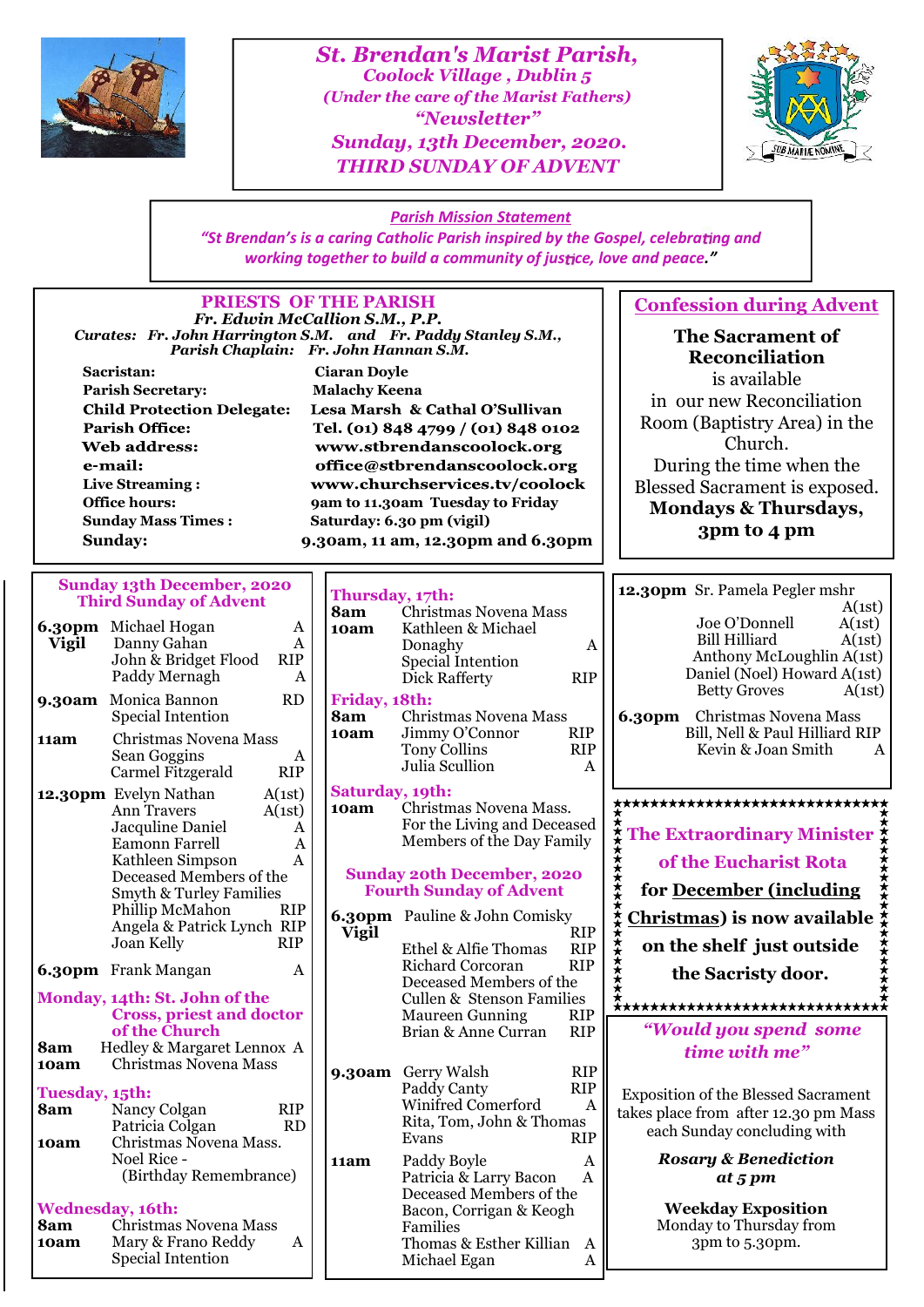# St. Brendan's Marist Parish,

**Coolock Village , Dublin 5**

*(Under the care of the Marist Fathers)*

*"Newsletter"*

**Sunday, 13th December, 2020.**

**THIRD SUNDAY OF ADVENT**

*Parish Mission Statement*

*"St Brendan's is a caring Catholic Parish inspired by the Gospel, celebrating and working together to build a community of justice, love and peace."*

## PRIESTS OF THE PARISH

**Fr. Edwin McCallion S.M., P.P.**

**Curates: Fr. John Harrington S.M. and Fr. Paddy Stanley S.M.,**

**Parish Chaplain: Fr. John Hannan S.M.**

| | |
|---|---|
| **Sacristan:** | Ciaran Doyle |
| **Parish Secretary:** | Malachy Keena |
| **Child Protection Delegate:** | Lesa Marsh & Cathal O'Sullivan |
| **Parish Office:** | Tel. (01) 848 4799 / (01) 848 0102 |
| **Web address:** | www.stbrendanscoolock.org |
| **e-mail:** | office@stbrendanscoolock.org |
| **Live Streaming :** | www.churchservices.tv/coolock |
| **Office hours:** | 9am to 11.30am Tuesday to Friday |
| **Sunday Mass Times :** | Saturday: 6.30 pm (vigil) |
| **Sunday:** | 9.30am, 11 am, 12.30pm and 6.30pm |

## Confession during Advent

**The Sacrament of Reconciliation** is available in our new Reconciliation Room (Baptistry Area) in the Church.

During the time when the Blessed Sacrament is exposed.

**Mondays & Thursdays, 3pm to 4 pm**

## Sunday 13th December, 2020 Third Sunday of Advent

**6.30pm Vigil**
- Michael Hogan — A
- Danny Gahan — A
- John & Bridget Flood — RIP
- Paddy Mernagh — A

**9.30am**
- Monica Bannon — RD
- Special Intention

**11am**
- Christmas Novena Mass
- Sean Goggins — A
- Carmel Fitzgerald — RIP

**12.30pm**
- Evelyn Nathan — A(1st)
- Ann Travers — A(1st)
- Jacquline Daniel — A
- Eamonn Farrell — A
- Kathleen Simpson — A
- Deceased Members of the Smyth & Turley Families
- Phillip McMahon — RIP
- Angela & Patrick Lynch — RIP
- Joan Kelly — RIP

**6.30pm**
- Frank Mangan — A

### Monday, 14th: St. John of the Cross, priest and doctor of the Church

**8am** Hedley & Margaret Lennox — A

**10am** Christmas Novena Mass

### Tuesday, 15th:

**8am**
- Nancy Colgan — RIP
- Patricia Colgan — RD

**10am**
- Christmas Novena Mass.
- Noel Rice - (Birthday Remembrance)

### Wednesday, 16th:

**8am** Christmas Novena Mass

**10am**
- Mary & Frano Reddy — A
- Special Intention

### Thursday, 17th:

**8am** Christmas Novena Mass

**10am**
- Kathleen & Michael Donaghy — A
- Special Intention
- Dick Rafferty — RIP

### Friday, 18th:

**8am** Christmas Novena Mass

**10am**
- Jimmy O'Connor — RIP
- Tony Collins — RIP
- Julia Scullion — A

### Saturday, 19th:

**10am** Christmas Novena Mass. For the Living and Deceased Members of the Day Family

## Sunday 20th December, 2020 Fourth Sunday of Advent

**6.30pm Vigil**
- Pauline & John Comisky — RIP
- Ethel & Alfie Thomas — RIP
- Richard Corcoran — RIP
- Deceased Members of the Cullen & Stenson Families
- Maureen Gunning — RIP
- Brian & Anne Curran — RIP

**9.30am**
- Gerry Walsh — RIP
- Paddy Canty — RIP
- Winifred Comerford — A
- Rita, Tom, John & Thomas Evans — RIP

**11am**
- Paddy Boyle — A
- Patricia & Larry Bacon — A
- Deceased Members of the Bacon, Corrigan & Keogh Families
- Thomas & Esther Killian — A
- Michael Egan — A

**12.30pm**
- Sr. Pamela Pegler mshr — A(1st)
- Joe O'Donnell — A(1st)
- Bill Hilliard — A(1st)
- Anthony McLoughlin — A(1st)
- Daniel (Noel) Howard — A(1st)
- Betty Groves — A(1st)

**6.30pm**
- Christmas Novena Mass
- Bill, Nell & Paul Hilliard — RIP
- Kevin & Joan Smith — A

**The Extraordinary Minister of the Eucharist Rota for December (including Christmas) is now available on the shelf just outside the Sacristy door.**

### *"Would you spend some time with me"*

Exposition of the Blessed Sacrament takes place from after 12.30 pm Mass each Sunday concluding with

***Rosary & Benediction at 5 pm***

**Weekday Exposition**

Monday to Thursday from 3pm to 5.30pm.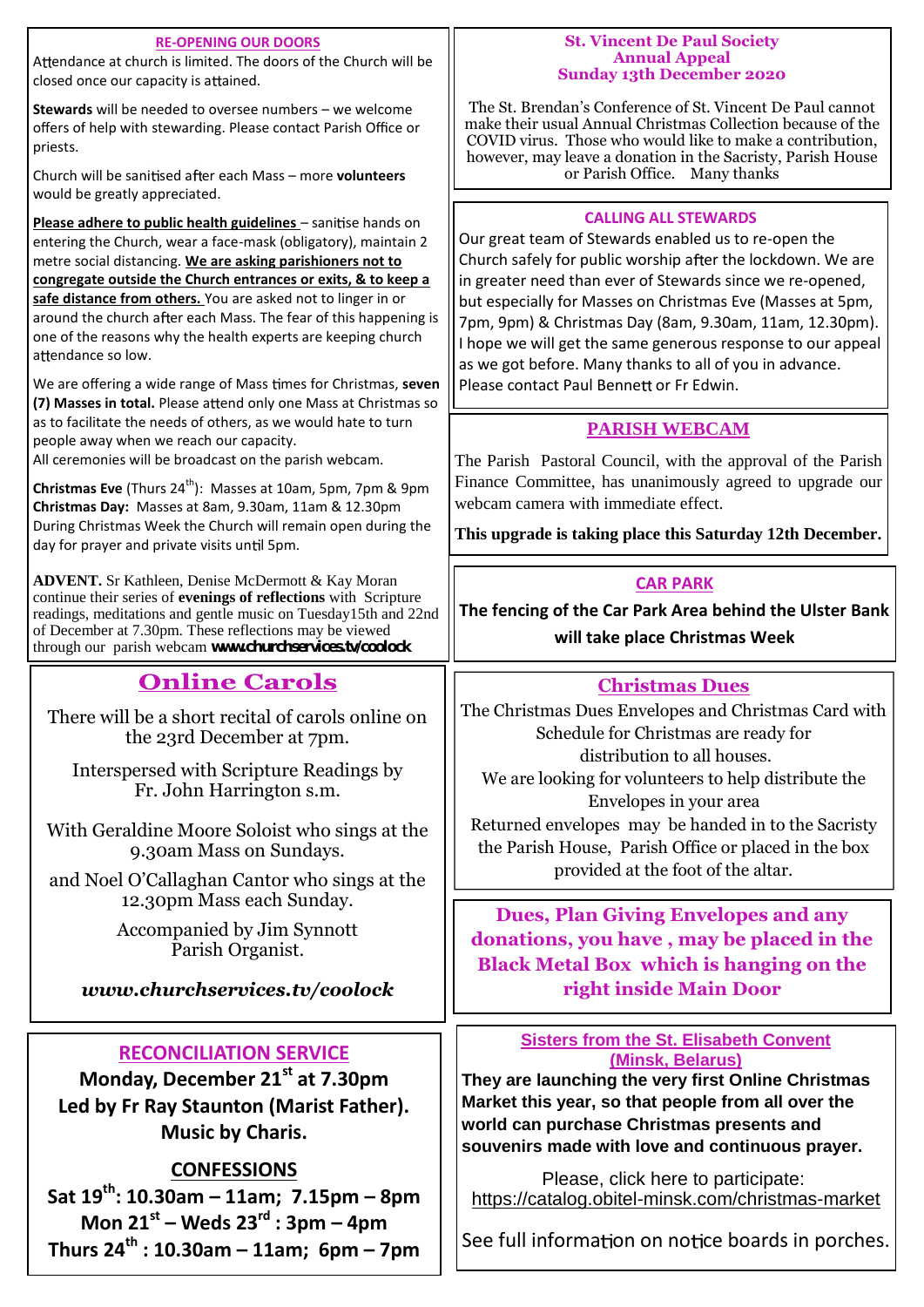## RE-OPENING OUR DOORS

Attendance at church is limited. The doors of the Church will be closed once our capacity is attained.

**Stewards** will be needed to oversee numbers – we welcome offers of help with stewarding. Please contact Parish Office or priests.

Church will be sanitised after each Mass – more **volunteers** would be greatly appreciated.

**Please adhere to public health guidelines** – sanitise hands on entering the Church, wear a face-mask (obligatory), maintain 2 metre social distancing. **We are asking parishioners not to congregate outside the Church entrances or exits, & to keep a safe distance from others.** You are asked not to linger in or around the church after each Mass. The fear of this happening is one of the reasons why the health experts are keeping church attendance so low.

We are offering a wide range of Mass times for Christmas, **seven (7) Masses in total.** Please attend only one Mass at Christmas so as to facilitate the needs of others, as we would hate to turn people away when we reach our capacity.
All ceremonies will be broadcast on the parish webcam.

**Christmas Eve** (Thurs 24th): Masses at 10am, 5pm, 7pm & 9pm
**Christmas Day:** Masses at 8am, 9.30am, 11am & 12.30pm
During Christmas Week the Church will remain open during the day for prayer and private visits until 5pm.

**ADVENT.** Sr Kathleen, Denise McDermott & Kay Moran continue their series of **evenings of reflections** with Scripture readings, meditations and gentle music on Tuesday15th and 22nd of December at 7.30pm. These reflections may be viewed through our parish webcam **www.churchservices.tv/coolock**

## Online Carols

There will be a short recital of carols online on the 23rd December at 7pm.

Interspersed with Scripture Readings by Fr. John Harrington s.m.

With Geraldine Moore Soloist who sings at the 9.30am Mass on Sundays.

and Noel O'Callaghan Cantor who sings at the 12.30pm Mass each Sunday.

Accompanied by Jim Synnott
Parish Organist.

***www.churchservices.tv/coolock***

## RECONCILIATION SERVICE

**Monday, December 21st at 7.30pm**
**Led by Fr Ray Staunton (Marist Father).**
**Music by Charis.**

## CONFESSIONS

**Sat 19th: 10.30am – 11am; 7.15pm – 8pm**
**Mon 21st – Weds 23rd : 3pm – 4pm**
**Thurs 24th : 10.30am – 11am; 6pm – 7pm**

## St. Vincent De Paul Society Annual Appeal Sunday 13th December 2020

The St. Brendan's Conference of St. Vincent De Paul cannot make their usual Annual Christmas Collection because of the COVID virus. Those who would like to make a contribution, however, may leave a donation in the Sacristy, Parish House or Parish Office. Many thanks

## CALLING ALL STEWARDS

Our great team of Stewards enabled us to re-open the Church safely for public worship after the lockdown. We are in greater need than ever of Stewards since we re-opened, but especially for Masses on Christmas Eve (Masses at 5pm, 7pm, 9pm) & Christmas Day (8am, 9.30am, 11am, 12.30pm). I hope we will get the same generous response to our appeal as we got before. Many thanks to all of you in advance. Please contact Paul Bennett or Fr Edwin.

## PARISH WEBCAM

The Parish Pastoral Council, with the approval of the Parish Finance Committee, has unanimously agreed to upgrade our webcam camera with immediate effect.

**This upgrade is taking place this Saturday 12th December.**

## CAR PARK

**The fencing of the Car Park Area behind the Ulster Bank will take place Christmas Week**

## Christmas Dues

The Christmas Dues Envelopes and Christmas Card with Schedule for Christmas are ready for distribution to all houses.
We are looking for volunteers to help distribute the Envelopes in your area
Returned envelopes may be handed in to the Sacristy the Parish House, Parish Office or placed in the box provided at the foot of the altar.

**Dues, Plan Giving Envelopes and any donations, you have , may be placed in the Black Metal Box which is hanging on the right inside Main Door**

## Sisters from the St. Elisabeth Convent (Minsk, Belarus)

**They are launching the very first Online Christmas Market this year, so that people from all over the world can purchase Christmas presents and souvenirs made with love and continuous prayer.**

Please, click here to participate:
https://catalog.obitel-minsk.com/christmas-market

See full information on notice boards in porches.